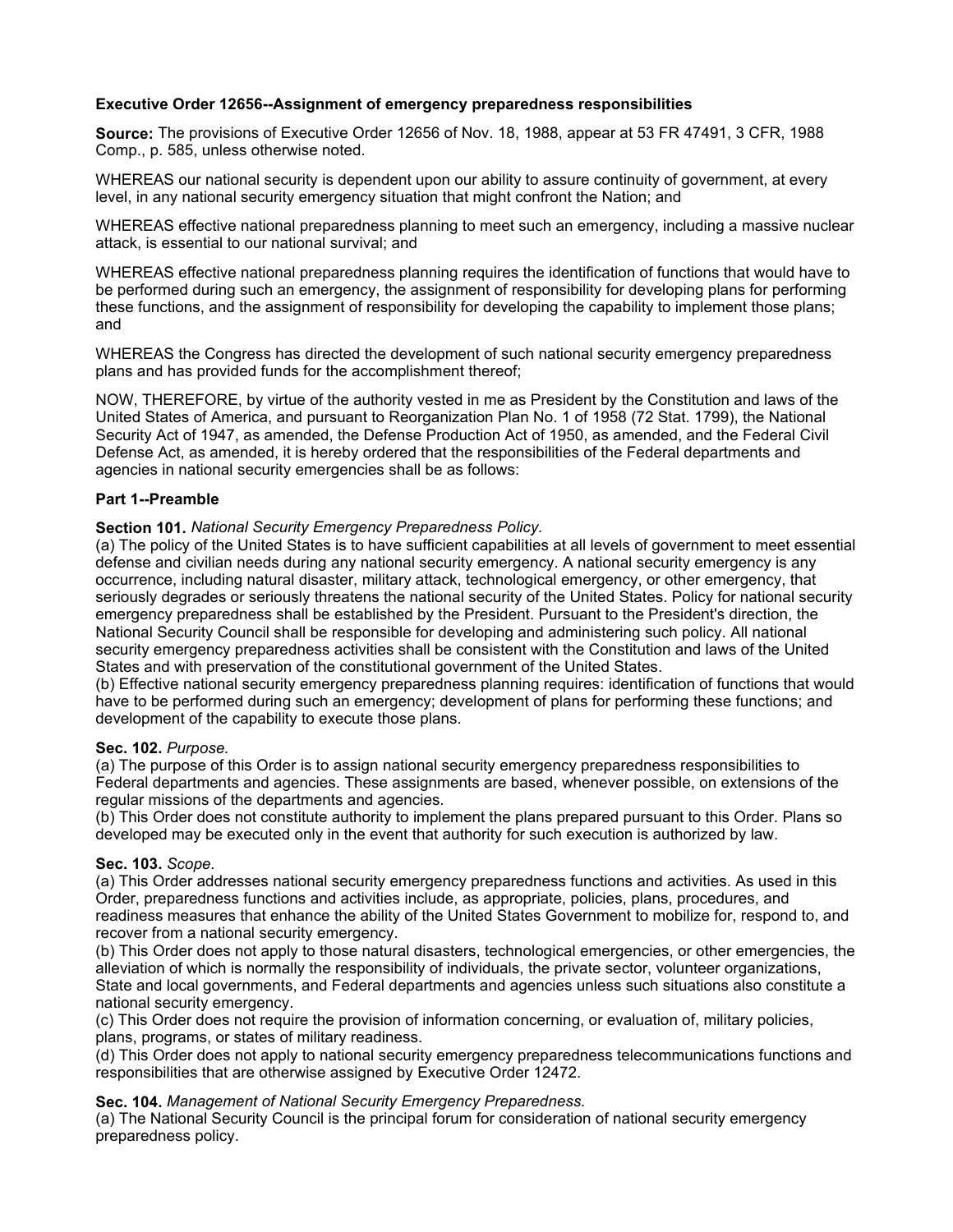# Executive Order 12656--Assignment of emergency preparedness responsibilities

**Source:** The provisions of Executive Order 12656 of Nov. 18, 1988, appear at 53 FR 47491, 3 CFR, 1988 Comp., p. 585, unless otherwise noted.

WHEREAS our national security is dependent upon our ability to assure continuity of government, at every level, in any national security emergency situation that might confront the Nation; and

WHEREAS effective national preparedness planning to meet such an emergency, including a massive nuclear attack, is essential to our national survival; and

WHEREAS effective national preparedness planning requires the identification of functions that would have to be performed during such an emergency, the assignment of responsibility for developing plans for performing these functions, and the assignment of responsibility for developing the capability to implement those plans; and

WHEREAS the Congress has directed the development of such national security emergency preparedness plans and has provided funds for the accomplishment thereof;

NOW, THEREFORE, by virtue of the authority vested in me as President by the Constitution and laws of the United States of America, and pursuant to Reorganization Plan No. 1 of 1958 (72 Stat. 1799), the National Security Act of 1947, as amended, the Defense Production Act of 1950, as amended, and the Federal Civil Defense Act, as amended, it is hereby ordered that the responsibilities of the Federal departments and agencies in national security emergencies shall be as follows:

## Part 1--Preamble

**Section 101.** *National Security Emergency Preparedness Policy.*
(a) The policy of the United States is to have sufficient capabilities at all levels of government to meet essential defense and civilian needs during any national security emergency. A national security emergency is any occurrence, including natural disaster, military attack, technological emergency, or other emergency, that seriously degrades or seriously threatens the national security of the United States. Policy for national security emergency preparedness shall be established by the President. Pursuant to the President's direction, the National Security Council shall be responsible for developing and administering such policy. All national security emergency preparedness activities shall be consistent with the Constitution and laws of the United States and with preservation of the constitutional government of the United States.
(b) Effective national security emergency preparedness planning requires: identification of functions that would have to be performed during such an emergency; development of plans for performing these functions; and development of the capability to execute those plans.

**Sec. 102.** *Purpose.*
(a) The purpose of this Order is to assign national security emergency preparedness responsibilities to Federal departments and agencies. These assignments are based, whenever possible, on extensions of the regular missions of the departments and agencies.
(b) This Order does not constitute authority to implement the plans prepared pursuant to this Order. Plans so developed may be executed only in the event that authority for such execution is authorized by law.

**Sec. 103.** *Scope.*
(a) This Order addresses national security emergency preparedness functions and activities. As used in this Order, preparedness functions and activities include, as appropriate, policies, plans, procedures, and readiness measures that enhance the ability of the United States Government to mobilize for, respond to, and recover from a national security emergency.
(b) This Order does not apply to those natural disasters, technological emergencies, or other emergencies, the alleviation of which is normally the responsibility of individuals, the private sector, volunteer organizations, State and local governments, and Federal departments and agencies unless such situations also constitute a national security emergency.
(c) This Order does not require the provision of information concerning, or evaluation of, military policies, plans, programs, or states of military readiness.
(d) This Order does not apply to national security emergency preparedness telecommunications functions and responsibilities that are otherwise assigned by Executive Order 12472.

**Sec. 104.** *Management of National Security Emergency Preparedness.*
(a) The National Security Council is the principal forum for consideration of national security emergency preparedness policy.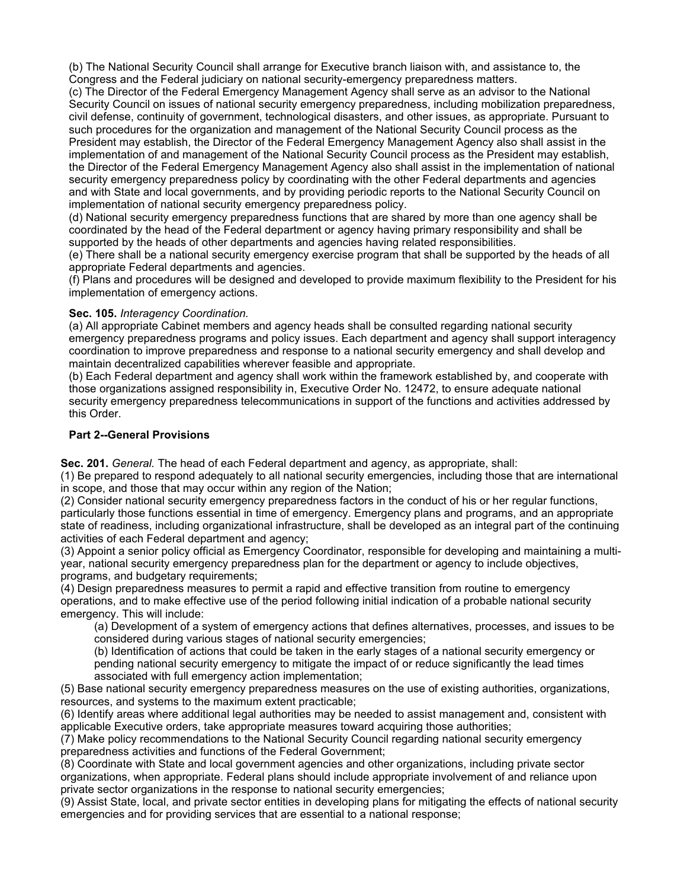(b) The National Security Council shall arrange for Executive branch liaison with, and assistance to, the Congress and the Federal judiciary on national security-emergency preparedness matters.

(c) The Director of the Federal Emergency Management Agency shall serve as an advisor to the National Security Council on issues of national security emergency preparedness, including mobilization preparedness, civil defense, continuity of government, technological disasters, and other issues, as appropriate. Pursuant to such procedures for the organization and management of the National Security Council process as the President may establish, the Director of the Federal Emergency Management Agency also shall assist in the implementation of and management of the National Security Council process as the President may establish, the Director of the Federal Emergency Management Agency also shall assist in the implementation of national security emergency preparedness policy by coordinating with the other Federal departments and agencies and with State and local governments, and by providing periodic reports to the National Security Council on implementation of national security emergency preparedness policy.

(d) National security emergency preparedness functions that are shared by more than one agency shall be coordinated by the head of the Federal department or agency having primary responsibility and shall be supported by the heads of other departments and agencies having related responsibilities.

(e) There shall be a national security emergency exercise program that shall be supported by the heads of all appropriate Federal departments and agencies.

(f) Plans and procedures will be designed and developed to provide maximum flexibility to the President for his implementation of emergency actions.

**Sec. 105.** *Interagency Coordination.*

(a) All appropriate Cabinet members and agency heads shall be consulted regarding national security emergency preparedness programs and policy issues. Each department and agency shall support interagency coordination to improve preparedness and response to a national security emergency and shall develop and maintain decentralized capabilities wherever feasible and appropriate.

(b) Each Federal department and agency shall work within the framework established by, and cooperate with those organizations assigned responsibility in, Executive Order No. 12472, to ensure adequate national security emergency preparedness telecommunications in support of the functions and activities addressed by this Order.

## Part 2--General Provisions

**Sec. 201.** *General.* The head of each Federal department and agency, as appropriate, shall:

(1) Be prepared to respond adequately to all national security emergencies, including those that are international in scope, and those that may occur within any region of the Nation;

(2) Consider national security emergency preparedness factors in the conduct of his or her regular functions, particularly those functions essential in time of emergency. Emergency plans and programs, and an appropriate state of readiness, including organizational infrastructure, shall be developed as an integral part of the continuing activities of each Federal department and agency;

(3) Appoint a senior policy official as Emergency Coordinator, responsible for developing and maintaining a multi-year, national security emergency preparedness plan for the department or agency to include objectives, programs, and budgetary requirements;

(4) Design preparedness measures to permit a rapid and effective transition from routine to emergency operations, and to make effective use of the period following initial indication of a probable national security emergency. This will include:

> (a) Development of a system of emergency actions that defines alternatives, processes, and issues to be considered during various stages of national security emergencies;
>
> (b) Identification of actions that could be taken in the early stages of a national security emergency or pending national security emergency to mitigate the impact of or reduce significantly the lead times associated with full emergency action implementation;

(5) Base national security emergency preparedness measures on the use of existing authorities, organizations, resources, and systems to the maximum extent practicable;

(6) Identify areas where additional legal authorities may be needed to assist management and, consistent with applicable Executive orders, take appropriate measures toward acquiring those authorities;

(7) Make policy recommendations to the National Security Council regarding national security emergency preparedness activities and functions of the Federal Government;

(8) Coordinate with State and local government agencies and other organizations, including private sector organizations, when appropriate. Federal plans should include appropriate involvement of and reliance upon private sector organizations in the response to national security emergencies;

(9) Assist State, local, and private sector entities in developing plans for mitigating the effects of national security emergencies and for providing services that are essential to a national response;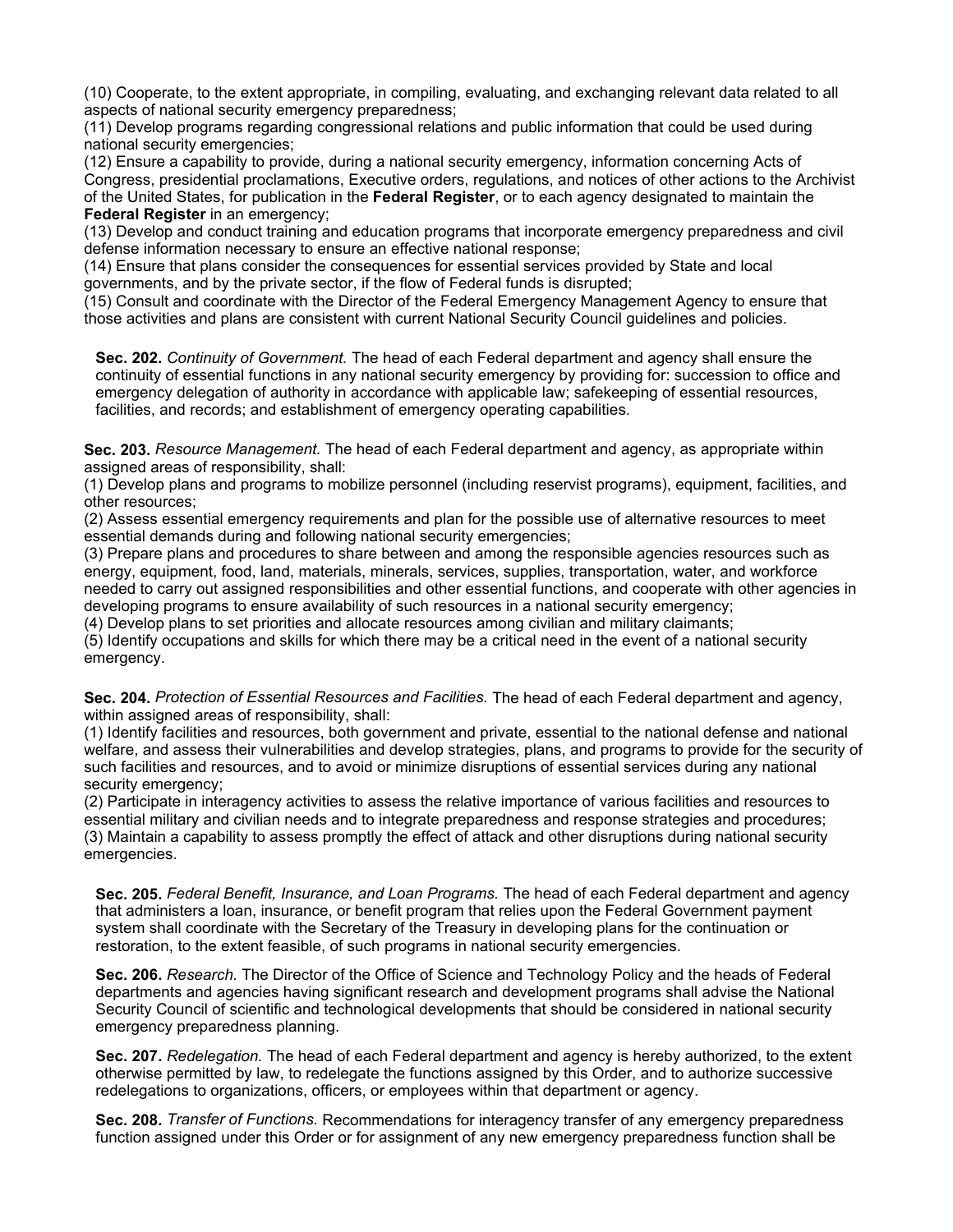(10) Cooperate, to the extent appropriate, in compiling, evaluating, and exchanging relevant data related to all aspects of national security emergency preparedness;
(11) Develop programs regarding congressional relations and public information that could be used during national security emergencies;
(12) Ensure a capability to provide, during a national security emergency, information concerning Acts of Congress, presidential proclamations, Executive orders, regulations, and notices of other actions to the Archivist of the United States, for publication in the **Federal Register**, or to each agency designated to maintain the **Federal Register** in an emergency;
(13) Develop and conduct training and education programs that incorporate emergency preparedness and civil defense information necessary to ensure an effective national response;
(14) Ensure that plans consider the consequences for essential services provided by State and local governments, and by the private sector, if the flow of Federal funds is disrupted;
(15) Consult and coordinate with the Director of the Federal Emergency Management Agency to ensure that those activities and plans are consistent with current National Security Council guidelines and policies.

**Sec. 202.** *Continuity of Government.* The head of each Federal department and agency shall ensure the continuity of essential functions in any national security emergency by providing for: succession to office and emergency delegation of authority in accordance with applicable law; safekeeping of essential resources, facilities, and records; and establishment of emergency operating capabilities.

**Sec. 203.** *Resource Management.* The head of each Federal department and agency, as appropriate within assigned areas of responsibility, shall:
(1) Develop plans and programs to mobilize personnel (including reservist programs), equipment, facilities, and other resources;
(2) Assess essential emergency requirements and plan for the possible use of alternative resources to meet essential demands during and following national security emergencies;
(3) Prepare plans and procedures to share between and among the responsible agencies resources such as energy, equipment, food, land, materials, minerals, services, supplies, transportation, water, and workforce needed to carry out assigned responsibilities and other essential functions, and cooperate with other agencies in developing programs to ensure availability of such resources in a national security emergency;
(4) Develop plans to set priorities and allocate resources among civilian and military claimants;
(5) Identify occupations and skills for which there may be a critical need in the event of a national security emergency.

**Sec. 204.** *Protection of Essential Resources and Facilities.* The head of each Federal department and agency, within assigned areas of responsibility, shall:
(1) Identify facilities and resources, both government and private, essential to the national defense and national welfare, and assess their vulnerabilities and develop strategies, plans, and programs to provide for the security of such facilities and resources, and to avoid or minimize disruptions of essential services during any national security emergency;
(2) Participate in interagency activities to assess the relative importance of various facilities and resources to essential military and civilian needs and to integrate preparedness and response strategies and procedures;
(3) Maintain a capability to assess promptly the effect of attack and other disruptions during national security emergencies.

**Sec. 205.** *Federal Benefit, Insurance, and Loan Programs.* The head of each Federal department and agency that administers a loan, insurance, or benefit program that relies upon the Federal Government payment system shall coordinate with the Secretary of the Treasury in developing plans for the continuation or restoration, to the extent feasible, of such programs in national security emergencies.

**Sec. 206.** *Research.* The Director of the Office of Science and Technology Policy and the heads of Federal departments and agencies having significant research and development programs shall advise the National Security Council of scientific and technological developments that should be considered in national security emergency preparedness planning.

**Sec. 207.** *Redelegation.* The head of each Federal department and agency is hereby authorized, to the extent otherwise permitted by law, to redelegate the functions assigned by this Order, and to authorize successive redelegations to organizations, officers, or employees within that department or agency.

**Sec. 208.** *Transfer of Functions.* Recommendations for interagency transfer of any emergency preparedness function assigned under this Order or for assignment of any new emergency preparedness function shall be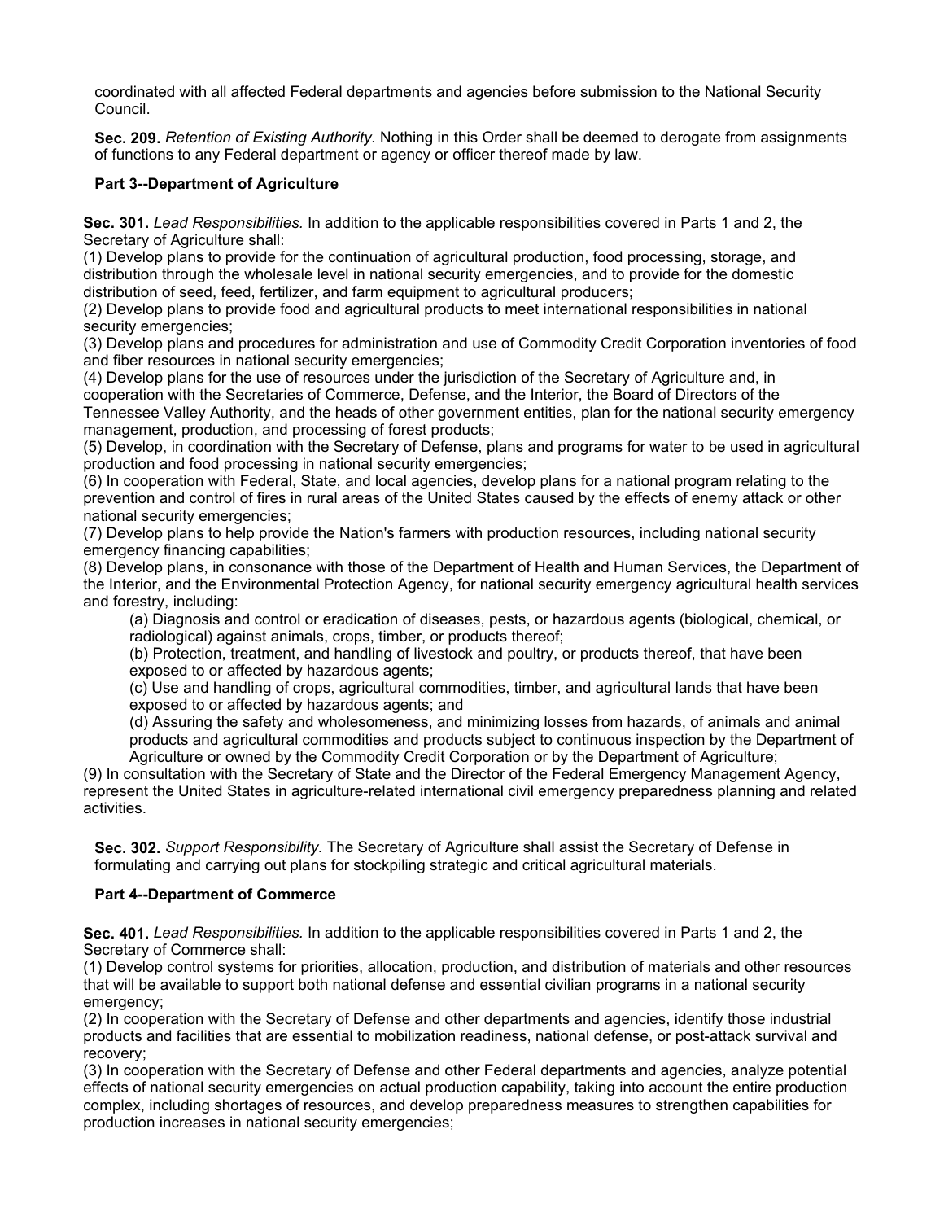coordinated with all affected Federal departments and agencies before submission to the National Security Council.

**Sec. 209.** *Retention of Existing Authority.* Nothing in this Order shall be deemed to derogate from assignments of functions to any Federal department or agency or officer thereof made by law.

### Part 3--Department of Agriculture

**Sec. 301.** *Lead Responsibilities.* In addition to the applicable responsibilities covered in Parts 1 and 2, the Secretary of Agriculture shall:

(1) Develop plans to provide for the continuation of agricultural production, food processing, storage, and distribution through the wholesale level in national security emergencies, and to provide for the domestic distribution of seed, feed, fertilizer, and farm equipment to agricultural producers;

(2) Develop plans to provide food and agricultural products to meet international responsibilities in national security emergencies;

(3) Develop plans and procedures for administration and use of Commodity Credit Corporation inventories of food and fiber resources in national security emergencies;

(4) Develop plans for the use of resources under the jurisdiction of the Secretary of Agriculture and, in cooperation with the Secretaries of Commerce, Defense, and the Interior, the Board of Directors of the Tennessee Valley Authority, and the heads of other government entities, plan for the national security emergency management, production, and processing of forest products;

(5) Develop, in coordination with the Secretary of Defense, plans and programs for water to be used in agricultural production and food processing in national security emergencies;

(6) In cooperation with Federal, State, and local agencies, develop plans for a national program relating to the prevention and control of fires in rural areas of the United States caused by the effects of enemy attack or other national security emergencies;

(7) Develop plans to help provide the Nation's farmers with production resources, including national security emergency financing capabilities;

(8) Develop plans, in consonance with those of the Department of Health and Human Services, the Department of the Interior, and the Environmental Protection Agency, for national security emergency agricultural health services and forestry, including:

> (a) Diagnosis and control or eradication of diseases, pests, or hazardous agents (biological, chemical, or radiological) against animals, crops, timber, or products thereof;
>
> (b) Protection, treatment, and handling of livestock and poultry, or products thereof, that have been exposed to or affected by hazardous agents;
>
> (c) Use and handling of crops, agricultural commodities, timber, and agricultural lands that have been exposed to or affected by hazardous agents; and
>
> (d) Assuring the safety and wholesomeness, and minimizing losses from hazards, of animals and animal products and agricultural commodities and products subject to continuous inspection by the Department of Agriculture or owned by the Commodity Credit Corporation or by the Department of Agriculture;

(9) In consultation with the Secretary of State and the Director of the Federal Emergency Management Agency, represent the United States in agriculture-related international civil emergency preparedness planning and related activities.

**Sec. 302.** *Support Responsibility.* The Secretary of Agriculture shall assist the Secretary of Defense in formulating and carrying out plans for stockpiling strategic and critical agricultural materials.

### Part 4--Department of Commerce

**Sec. 401.** *Lead Responsibilities.* In addition to the applicable responsibilities covered in Parts 1 and 2, the Secretary of Commerce shall:

(1) Develop control systems for priorities, allocation, production, and distribution of materials and other resources that will be available to support both national defense and essential civilian programs in a national security emergency;

(2) In cooperation with the Secretary of Defense and other departments and agencies, identify those industrial products and facilities that are essential to mobilization readiness, national defense, or post-attack survival and recovery;

(3) In cooperation with the Secretary of Defense and other Federal departments and agencies, analyze potential effects of national security emergencies on actual production capability, taking into account the entire production complex, including shortages of resources, and develop preparedness measures to strengthen capabilities for production increases in national security emergencies;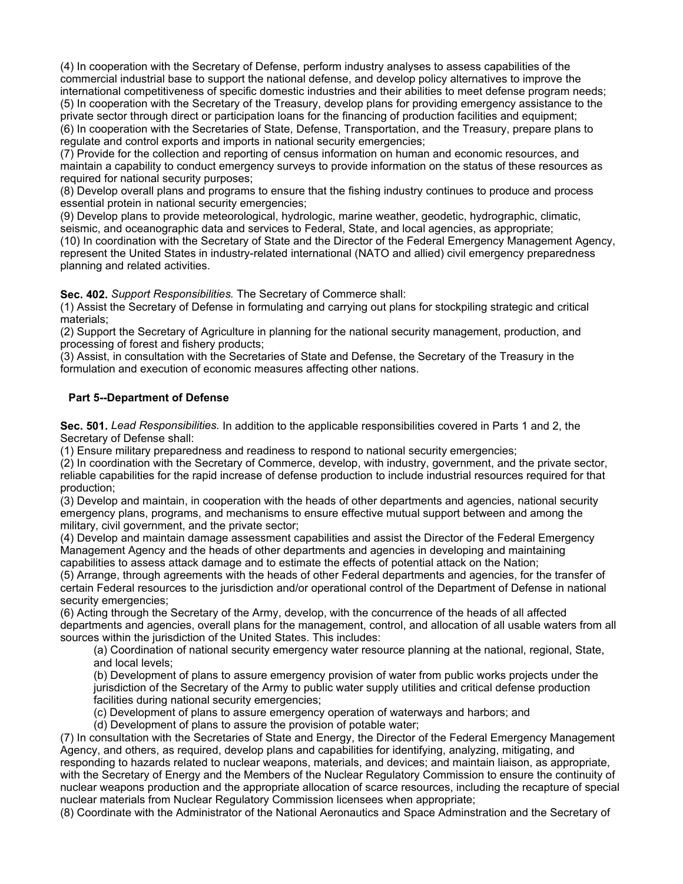(4) In cooperation with the Secretary of Defense, perform industry analyses to assess capabilities of the commercial industrial base to support the national defense, and develop policy alternatives to improve the international competitiveness of specific domestic industries and their abilities to meet defense program needs;
(5) In cooperation with the Secretary of the Treasury, develop plans for providing emergency assistance to the private sector through direct or participation loans for the financing of production facilities and equipment;
(6) In cooperation with the Secretaries of State, Defense, Transportation, and the Treasury, prepare plans to regulate and control exports and imports in national security emergencies;
(7) Provide for the collection and reporting of census information on human and economic resources, and maintain a capability to conduct emergency surveys to provide information on the status of these resources as required for national security purposes;
(8) Develop overall plans and programs to ensure that the fishing industry continues to produce and process essential protein in national security emergencies;
(9) Develop plans to provide meteorological, hydrologic, marine weather, geodetic, hydrographic, climatic, seismic, and oceanographic data and services to Federal, State, and local agencies, as appropriate;
(10) In coordination with the Secretary of State and the Director of the Federal Emergency Management Agency, represent the United States in industry-related international (NATO and allied) civil emergency preparedness planning and related activities.

**Sec. 402.** *Support Responsibilities.* The Secretary of Commerce shall:
(1) Assist the Secretary of Defense in formulating and carrying out plans for stockpiling strategic and critical materials;
(2) Support the Secretary of Agriculture in planning for the national security management, production, and processing of forest and fishery products;
(3) Assist, in consultation with the Secretaries of State and Defense, the Secretary of the Treasury in the formulation and execution of economic measures affecting other nations.

### Part 5--Department of Defense

**Sec. 501.** *Lead Responsibilities.* In addition to the applicable responsibilities covered in Parts 1 and 2, the Secretary of Defense shall:
(1) Ensure military preparedness and readiness to respond to national security emergencies;
(2) In coordination with the Secretary of Commerce, develop, with industry, government, and the private sector, reliable capabilities for the rapid increase of defense production to include industrial resources required for that production;
(3) Develop and maintain, in cooperation with the heads of other departments and agencies, national security emergency plans, programs, and mechanisms to ensure effective mutual support between and among the military, civil government, and the private sector;
(4) Develop and maintain damage assessment capabilities and assist the Director of the Federal Emergency Management Agency and the heads of other departments and agencies in developing and maintaining capabilities to assess attack damage and to estimate the effects of potential attack on the Nation;
(5) Arrange, through agreements with the heads of other Federal departments and agencies, for the transfer of certain Federal resources to the jurisdiction and/or operational control of the Department of Defense in national security emergencies;
(6) Acting through the Secretary of the Army, develop, with the concurrence of the heads of all affected departments and agencies, overall plans for the management, control, and allocation of all usable waters from all sources within the jurisdiction of the United States. This includes:

(a) Coordination of national security emergency water resource planning at the national, regional, State, and local levels;
(b) Development of plans to assure emergency provision of water from public works projects under the jurisdiction of the Secretary of the Army to public water supply utilities and critical defense production facilities during national security emergencies;
(c) Development of plans to assure emergency operation of waterways and harbors; and
(d) Development of plans to assure the provision of potable water;

(7) In consultation with the Secretaries of State and Energy, the Director of the Federal Emergency Management Agency, and others, as required, develop plans and capabilities for identifying, analyzing, mitigating, and responding to hazards related to nuclear weapons, materials, and devices; and maintain liaison, as appropriate, with the Secretary of Energy and the Members of the Nuclear Regulatory Commission to ensure the continuity of nuclear weapons production and the appropriate allocation of scarce resources, including the recapture of special nuclear materials from Nuclear Regulatory Commission licensees when appropriate;
(8) Coordinate with the Administrator of the National Aeronautics and Space Adminstration and the Secretary of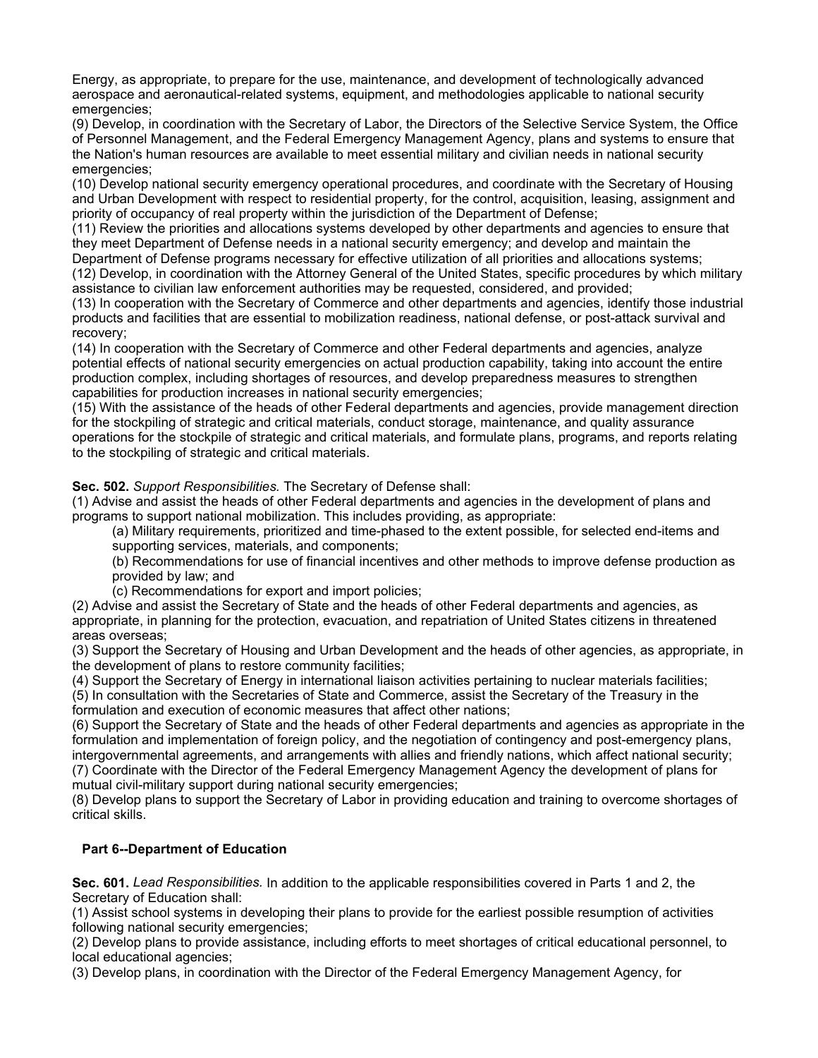Energy, as appropriate, to prepare for the use, maintenance, and development of technologically advanced aerospace and aeronautical-related systems, equipment, and methodologies applicable to national security emergencies;

(9) Develop, in coordination with the Secretary of Labor, the Directors of the Selective Service System, the Office of Personnel Management, and the Federal Emergency Management Agency, plans and systems to ensure that the Nation's human resources are available to meet essential military and civilian needs in national security emergencies;

(10) Develop national security emergency operational procedures, and coordinate with the Secretary of Housing and Urban Development with respect to residential property, for the control, acquisition, leasing, assignment and priority of occupancy of real property within the jurisdiction of the Department of Defense;

(11) Review the priorities and allocations systems developed by other departments and agencies to ensure that they meet Department of Defense needs in a national security emergency; and develop and maintain the Department of Defense programs necessary for effective utilization of all priorities and allocations systems;

(12) Develop, in coordination with the Attorney General of the United States, specific procedures by which military assistance to civilian law enforcement authorities may be requested, considered, and provided;

(13) In cooperation with the Secretary of Commerce and other departments and agencies, identify those industrial products and facilities that are essential to mobilization readiness, national defense, or post-attack survival and recovery;

(14) In cooperation with the Secretary of Commerce and other Federal departments and agencies, analyze potential effects of national security emergencies on actual production capability, taking into account the entire production complex, including shortages of resources, and develop preparedness measures to strengthen capabilities for production increases in national security emergencies;

(15) With the assistance of the heads of other Federal departments and agencies, provide management direction for the stockpiling of strategic and critical materials, conduct storage, maintenance, and quality assurance operations for the stockpile of strategic and critical materials, and formulate plans, programs, and reports relating to the stockpiling of strategic and critical materials.

**Sec. 502.** *Support Responsibilities.* The Secretary of Defense shall:

(1) Advise and assist the heads of other Federal departments and agencies in the development of plans and programs to support national mobilization. This includes providing, as appropriate:

(a) Military requirements, prioritized and time-phased to the extent possible, for selected end-items and supporting services, materials, and components;

(b) Recommendations for use of financial incentives and other methods to improve defense production as provided by law; and

(c) Recommendations for export and import policies;

(2) Advise and assist the Secretary of State and the heads of other Federal departments and agencies, as appropriate, in planning for the protection, evacuation, and repatriation of United States citizens in threatened areas overseas;

(3) Support the Secretary of Housing and Urban Development and the heads of other agencies, as appropriate, in the development of plans to restore community facilities;

(4) Support the Secretary of Energy in international liaison activities pertaining to nuclear materials facilities;

(5) In consultation with the Secretaries of State and Commerce, assist the Secretary of the Treasury in the formulation and execution of economic measures that affect other nations;

(6) Support the Secretary of State and the heads of other Federal departments and agencies as appropriate in the formulation and implementation of foreign policy, and the negotiation of contingency and post-emergency plans, intergovernmental agreements, and arrangements with allies and friendly nations, which affect national security;

(7) Coordinate with the Director of the Federal Emergency Management Agency the development of plans for mutual civil-military support during national security emergencies;

(8) Develop plans to support the Secretary of Labor in providing education and training to overcome shortages of critical skills.

## Part 6--Department of Education

**Sec. 601.** *Lead Responsibilities.* In addition to the applicable responsibilities covered in Parts 1 and 2, the Secretary of Education shall:

(1) Assist school systems in developing their plans to provide for the earliest possible resumption of activities following national security emergencies;

(2) Develop plans to provide assistance, including efforts to meet shortages of critical educational personnel, to local educational agencies;

(3) Develop plans, in coordination with the Director of the Federal Emergency Management Agency, for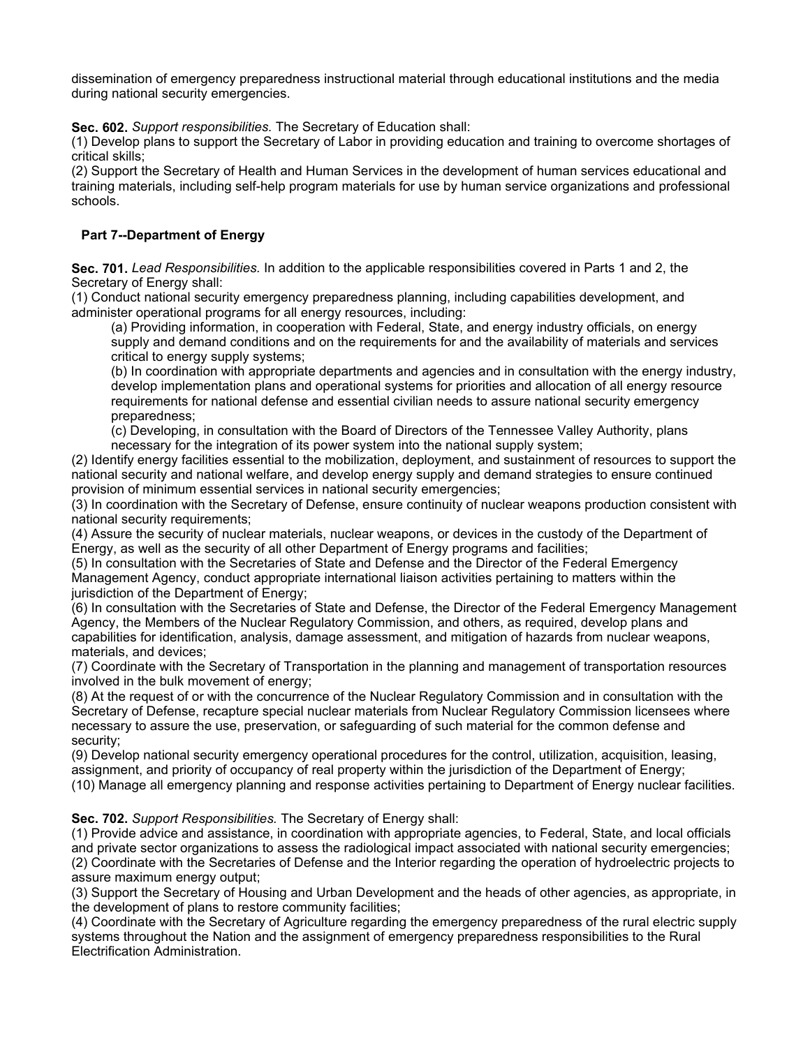dissemination of emergency preparedness instructional material through educational institutions and the media during national security emergencies.

**Sec. 602.** *Support responsibilities.* The Secretary of Education shall:
(1) Develop plans to support the Secretary of Labor in providing education and training to overcome shortages of critical skills;
(2) Support the Secretary of Health and Human Services in the development of human services educational and training materials, including self-help program materials for use by human service organizations and professional schools.

### Part 7--Department of Energy

**Sec. 701.** *Lead Responsibilities.* In addition to the applicable responsibilities covered in Parts 1 and 2, the Secretary of Energy shall:
(1) Conduct national security emergency preparedness planning, including capabilities development, and administer operational programs for all energy resources, including:

> (a) Providing information, in cooperation with Federal, State, and energy industry officials, on energy supply and demand conditions and on the requirements for and the availability of materials and services critical to energy supply systems;
> (b) In coordination with appropriate departments and agencies and in consultation with the energy industry, develop implementation plans and operational systems for priorities and allocation of all energy resource requirements for national defense and essential civilian needs to assure national security emergency preparedness;
> (c) Developing, in consultation with the Board of Directors of the Tennessee Valley Authority, plans necessary for the integration of its power system into the national supply system;

(2) Identify energy facilities essential to the mobilization, deployment, and sustainment of resources to support the national security and national welfare, and develop energy supply and demand strategies to ensure continued provision of minimum essential services in national security emergencies;
(3) In coordination with the Secretary of Defense, ensure continuity of nuclear weapons production consistent with national security requirements;
(4) Assure the security of nuclear materials, nuclear weapons, or devices in the custody of the Department of Energy, as well as the security of all other Department of Energy programs and facilities;
(5) In consultation with the Secretaries of State and Defense and the Director of the Federal Emergency Management Agency, conduct appropriate international liaison activities pertaining to matters within the jurisdiction of the Department of Energy;
(6) In consultation with the Secretaries of State and Defense, the Director of the Federal Emergency Management Agency, the Members of the Nuclear Regulatory Commission, and others, as required, develop plans and capabilities for identification, analysis, damage assessment, and mitigation of hazards from nuclear weapons, materials, and devices;
(7) Coordinate with the Secretary of Transportation in the planning and management of transportation resources involved in the bulk movement of energy;
(8) At the request of or with the concurrence of the Nuclear Regulatory Commission and in consultation with the Secretary of Defense, recapture special nuclear materials from Nuclear Regulatory Commission licensees where necessary to assure the use, preservation, or safeguarding of such material for the common defense and security;
(9) Develop national security emergency operational procedures for the control, utilization, acquisition, leasing, assignment, and priority of occupancy of real property within the jurisdiction of the Department of Energy;
(10) Manage all emergency planning and response activities pertaining to Department of Energy nuclear facilities.

**Sec. 702.** *Support Responsibilities.* The Secretary of Energy shall:
(1) Provide advice and assistance, in coordination with appropriate agencies, to Federal, State, and local officials and private sector organizations to assess the radiological impact associated with national security emergencies;
(2) Coordinate with the Secretaries of Defense and the Interior regarding the operation of hydroelectric projects to assure maximum energy output;
(3) Support the Secretary of Housing and Urban Development and the heads of other agencies, as appropriate, in the development of plans to restore community facilities;
(4) Coordinate with the Secretary of Agriculture regarding the emergency preparedness of the rural electric supply systems throughout the Nation and the assignment of emergency preparedness responsibilities to the Rural Electrification Administration.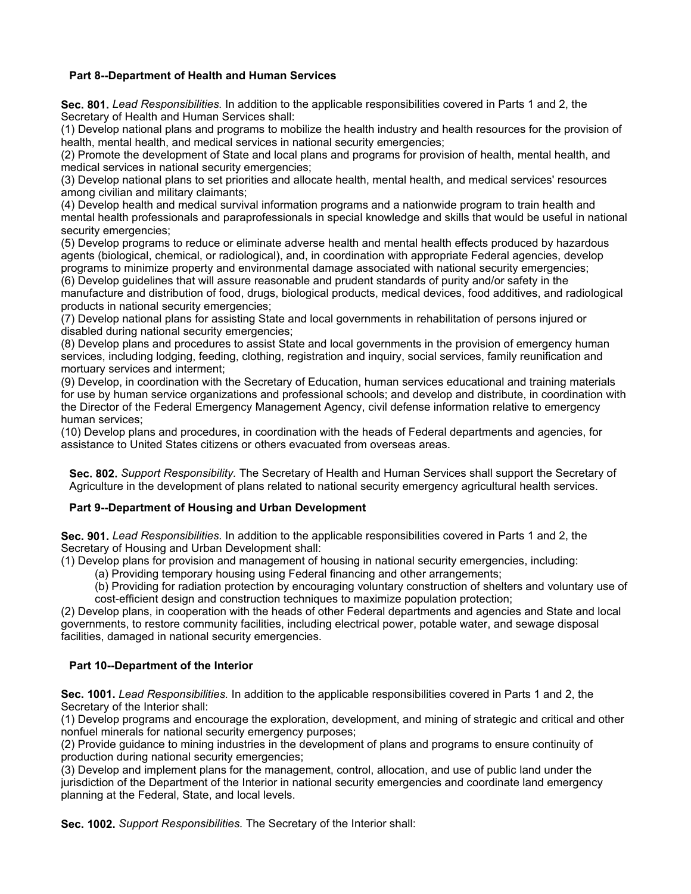### Part 8--Department of Health and Human Services

**Sec. 801.** *Lead Responsibilities.* In addition to the applicable responsibilities covered in Parts 1 and 2, the Secretary of Health and Human Services shall:

(1) Develop national plans and programs to mobilize the health industry and health resources for the provision of health, mental health, and medical services in national security emergencies;

(2) Promote the development of State and local plans and programs for provision of health, mental health, and medical services in national security emergencies;

(3) Develop national plans to set priorities and allocate health, mental health, and medical services' resources among civilian and military claimants;

(4) Develop health and medical survival information programs and a nationwide program to train health and mental health professionals and paraprofessionals in special knowledge and skills that would be useful in national security emergencies;

(5) Develop programs to reduce or eliminate adverse health and mental health effects produced by hazardous agents (biological, chemical, or radiological), and, in coordination with appropriate Federal agencies, develop programs to minimize property and environmental damage associated with national security emergencies;

(6) Develop guidelines that will assure reasonable and prudent standards of purity and/or safety in the manufacture and distribution of food, drugs, biological products, medical devices, food additives, and radiological products in national security emergencies;

(7) Develop national plans for assisting State and local governments in rehabilitation of persons injured or disabled during national security emergencies;

(8) Develop plans and procedures to assist State and local governments in the provision of emergency human services, including lodging, feeding, clothing, registration and inquiry, social services, family reunification and mortuary services and interment;

(9) Develop, in coordination with the Secretary of Education, human services educational and training materials for use by human service organizations and professional schools; and develop and distribute, in coordination with the Director of the Federal Emergency Management Agency, civil defense information relative to emergency human services;

(10) Develop plans and procedures, in coordination with the heads of Federal departments and agencies, for assistance to United States citizens or others evacuated from overseas areas.

**Sec. 802.** *Support Responsibility.* The Secretary of Health and Human Services shall support the Secretary of Agriculture in the development of plans related to national security emergency agricultural health services.

### Part 9--Department of Housing and Urban Development

**Sec. 901.** *Lead Responsibilities.* In addition to the applicable responsibilities covered in Parts 1 and 2, the Secretary of Housing and Urban Development shall:

(1) Develop plans for provision and management of housing in national security emergencies, including:

- (a) Providing temporary housing using Federal financing and other arrangements;
- (b) Providing for radiation protection by encouraging voluntary construction of shelters and voluntary use of cost-efficient design and construction techniques to maximize population protection;

(2) Develop plans, in cooperation with the heads of other Federal departments and agencies and State and local governments, to restore community facilities, including electrical power, potable water, and sewage disposal facilities, damaged in national security emergencies.

### Part 10--Department of the Interior

**Sec. 1001.** *Lead Responsibilities.* In addition to the applicable responsibilities covered in Parts 1 and 2, the Secretary of the Interior shall:

(1) Develop programs and encourage the exploration, development, and mining of strategic and critical and other nonfuel minerals for national security emergency purposes;

(2) Provide guidance to mining industries in the development of plans and programs to ensure continuity of production during national security emergencies;

(3) Develop and implement plans for the management, control, allocation, and use of public land under the jurisdiction of the Department of the Interior in national security emergencies and coordinate land emergency planning at the Federal, State, and local levels.

**Sec. 1002.** *Support Responsibilities.* The Secretary of the Interior shall: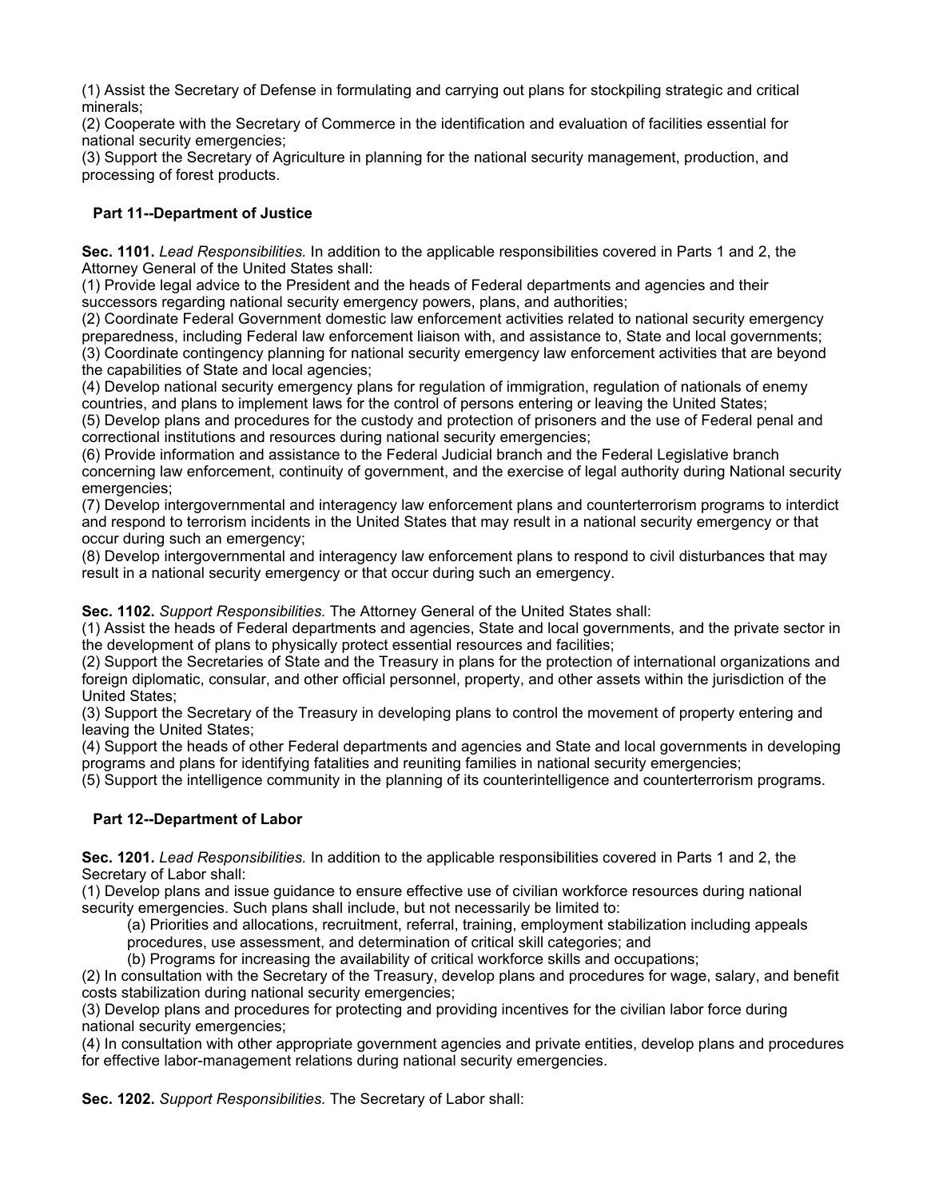(1) Assist the Secretary of Defense in formulating and carrying out plans for stockpiling strategic and critical minerals;
(2) Cooperate with the Secretary of Commerce in the identification and evaluation of facilities essential for national security emergencies;
(3) Support the Secretary of Agriculture in planning for the national security management, production, and processing of forest products.

## Part 11--Department of Justice

**Sec. 1101.** *Lead Responsibilities.* In addition to the applicable responsibilities covered in Parts 1 and 2, the Attorney General of the United States shall:
(1) Provide legal advice to the President and the heads of Federal departments and agencies and their successors regarding national security emergency powers, plans, and authorities;
(2) Coordinate Federal Government domestic law enforcement activities related to national security emergency preparedness, including Federal law enforcement liaison with, and assistance to, State and local governments;
(3) Coordinate contingency planning for national security emergency law enforcement activities that are beyond the capabilities of State and local agencies;
(4) Develop national security emergency plans for regulation of immigration, regulation of nationals of enemy countries, and plans to implement laws for the control of persons entering or leaving the United States;
(5) Develop plans and procedures for the custody and protection of prisoners and the use of Federal penal and correctional institutions and resources during national security emergencies;
(6) Provide information and assistance to the Federal Judicial branch and the Federal Legislative branch concerning law enforcement, continuity of government, and the exercise of legal authority during National security emergencies;
(7) Develop intergovernmental and interagency law enforcement plans and counterterrorism programs to interdict and respond to terrorism incidents in the United States that may result in a national security emergency or that occur during such an emergency;
(8) Develop intergovernmental and interagency law enforcement plans to respond to civil disturbances that may result in a national security emergency or that occur during such an emergency.

**Sec. 1102.** *Support Responsibilities.* The Attorney General of the United States shall:
(1) Assist the heads of Federal departments and agencies, State and local governments, and the private sector in the development of plans to physically protect essential resources and facilities;
(2) Support the Secretaries of State and the Treasury in plans for the protection of international organizations and foreign diplomatic, consular, and other official personnel, property, and other assets within the jurisdiction of the United States;
(3) Support the Secretary of the Treasury in developing plans to control the movement of property entering and leaving the United States;
(4) Support the heads of other Federal departments and agencies and State and local governments in developing programs and plans for identifying fatalities and reuniting families in national security emergencies;
(5) Support the intelligence community in the planning of its counterintelligence and counterterrorism programs.

## Part 12--Department of Labor

**Sec. 1201.** *Lead Responsibilities.* In addition to the applicable responsibilities covered in Parts 1 and 2, the Secretary of Labor shall:
(1) Develop plans and issue guidance to ensure effective use of civilian workforce resources during national security emergencies. Such plans shall include, but not necessarily be limited to:
  (a) Priorities and allocations, recruitment, referral, training, employment stabilization including appeals procedures, use assessment, and determination of critical skill categories; and
  (b) Programs for increasing the availability of critical workforce skills and occupations;
(2) In consultation with the Secretary of the Treasury, develop plans and procedures for wage, salary, and benefit costs stabilization during national security emergencies;
(3) Develop plans and procedures for protecting and providing incentives for the civilian labor force during national security emergencies;
(4) In consultation with other appropriate government agencies and private entities, develop plans and procedures for effective labor-management relations during national security emergencies.

**Sec. 1202.** *Support Responsibilities.* The Secretary of Labor shall: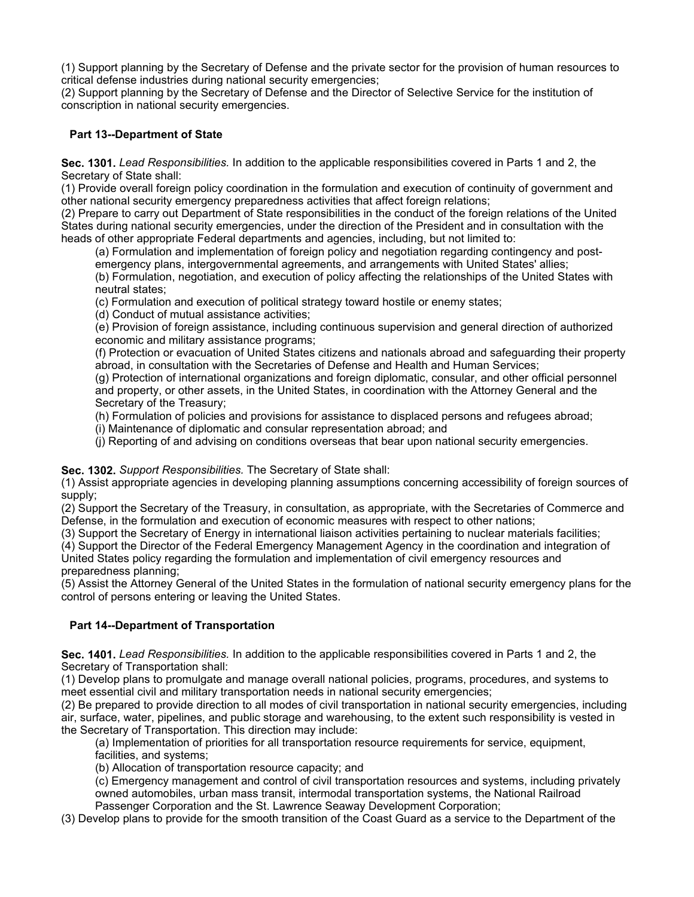(1) Support planning by the Secretary of Defense and the private sector for the provision of human resources to critical defense industries during national security emergencies;
(2) Support planning by the Secretary of Defense and the Director of Selective Service for the institution of conscription in national security emergencies.

### Part 13--Department of State

**Sec. 1301.** *Lead Responsibilities.* In addition to the applicable responsibilities covered in Parts 1 and 2, the Secretary of State shall:
(1) Provide overall foreign policy coordination in the formulation and execution of continuity of government and other national security emergency preparedness activities that affect foreign relations;
(2) Prepare to carry out Department of State responsibilities in the conduct of the foreign relations of the United States during national security emergencies, under the direction of the President and in consultation with the heads of other appropriate Federal departments and agencies, including, but not limited to:

> (a) Formulation and implementation of foreign policy and negotiation regarding contingency and post-emergency plans, intergovernmental agreements, and arrangements with United States' allies;
> (b) Formulation, negotiation, and execution of policy affecting the relationships of the United States with neutral states;
> (c) Formulation and execution of political strategy toward hostile or enemy states;
> (d) Conduct of mutual assistance activities;
> (e) Provision of foreign assistance, including continuous supervision and general direction of authorized economic and military assistance programs;
> (f) Protection or evacuation of United States citizens and nationals abroad and safeguarding their property abroad, in consultation with the Secretaries of Defense and Health and Human Services;
> (g) Protection of international organizations and foreign diplomatic, consular, and other official personnel and property, or other assets, in the United States, in coordination with the Attorney General and the Secretary of the Treasury;
> (h) Formulation of policies and provisions for assistance to displaced persons and refugees abroad;
> (i) Maintenance of diplomatic and consular representation abroad; and
> (j) Reporting of and advising on conditions overseas that bear upon national security emergencies.

**Sec. 1302.** *Support Responsibilities.* The Secretary of State shall:
(1) Assist appropriate agencies in developing planning assumptions concerning accessibility of foreign sources of supply;
(2) Support the Secretary of the Treasury, in consultation, as appropriate, with the Secretaries of Commerce and Defense, in the formulation and execution of economic measures with respect to other nations;
(3) Support the Secretary of Energy in international liaison activities pertaining to nuclear materials facilities;
(4) Support the Director of the Federal Emergency Management Agency in the coordination and integration of United States policy regarding the formulation and implementation of civil emergency resources and preparedness planning;
(5) Assist the Attorney General of the United States in the formulation of national security emergency plans for the control of persons entering or leaving the United States.

### Part 14--Department of Transportation

**Sec. 1401.** *Lead Responsibilities.* In addition to the applicable responsibilities covered in Parts 1 and 2, the Secretary of Transportation shall:
(1) Develop plans to promulgate and manage overall national policies, programs, procedures, and systems to meet essential civil and military transportation needs in national security emergencies;
(2) Be prepared to provide direction to all modes of civil transportation in national security emergencies, including air, surface, water, pipelines, and public storage and warehousing, to the extent such responsibility is vested in the Secretary of Transportation. This direction may include:

> (a) Implementation of priorities for all transportation resource requirements for service, equipment, facilities, and systems;
> (b) Allocation of transportation resource capacity; and
> (c) Emergency management and control of civil transportation resources and systems, including privately owned automobiles, urban mass transit, intermodal transportation systems, the National Railroad Passenger Corporation and the St. Lawrence Seaway Development Corporation;

(3) Develop plans to provide for the smooth transition of the Coast Guard as a service to the Department of the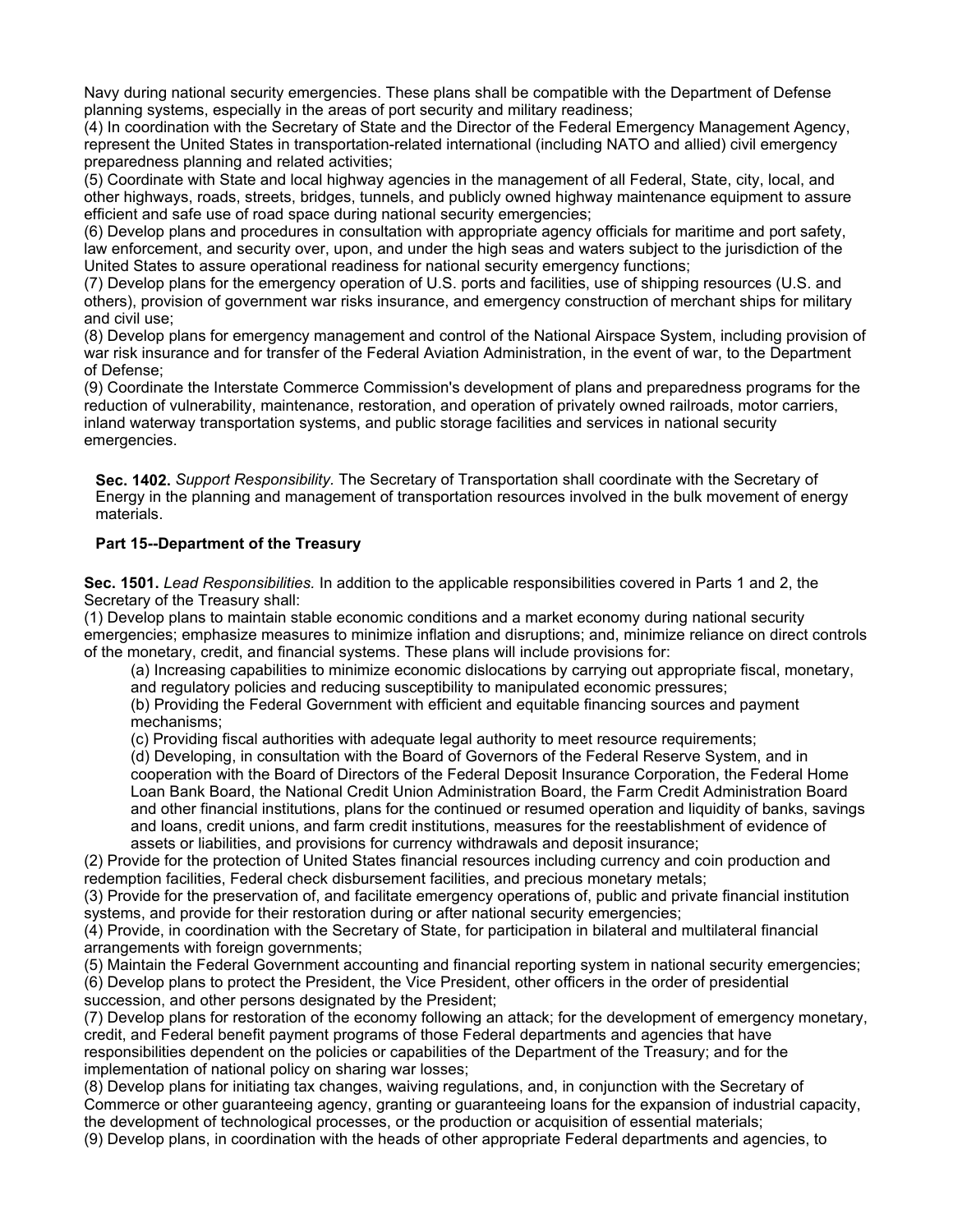Navy during national security emergencies. These plans shall be compatible with the Department of Defense planning systems, especially in the areas of port security and military readiness;

(4) In coordination with the Secretary of State and the Director of the Federal Emergency Management Agency, represent the United States in transportation-related international (including NATO and allied) civil emergency preparedness planning and related activities;

(5) Coordinate with State and local highway agencies in the management of all Federal, State, city, local, and other highways, roads, streets, bridges, tunnels, and publicly owned highway maintenance equipment to assure efficient and safe use of road space during national security emergencies;

(6) Develop plans and procedures in consultation with appropriate agency officials for maritime and port safety, law enforcement, and security over, upon, and under the high seas and waters subject to the jurisdiction of the United States to assure operational readiness for national security emergency functions;

(7) Develop plans for the emergency operation of U.S. ports and facilities, use of shipping resources (U.S. and others), provision of government war risks insurance, and emergency construction of merchant ships for military and civil use;

(8) Develop plans for emergency management and control of the National Airspace System, including provision of war risk insurance and for transfer of the Federal Aviation Administration, in the event of war, to the Department of Defense;

(9) Coordinate the Interstate Commerce Commission's development of plans and preparedness programs for the reduction of vulnerability, maintenance, restoration, and operation of privately owned railroads, motor carriers, inland waterway transportation systems, and public storage facilities and services in national security emergencies.

**Sec. 1402.** *Support Responsibility.* The Secretary of Transportation shall coordinate with the Secretary of Energy in the planning and management of transportation resources involved in the bulk movement of energy materials.

**Part 15--Department of the Treasury**

**Sec. 1501.** *Lead Responsibilities.* In addition to the applicable responsibilities covered in Parts 1 and 2, the Secretary of the Treasury shall:

(1) Develop plans to maintain stable economic conditions and a market economy during national security emergencies; emphasize measures to minimize inflation and disruptions; and, minimize reliance on direct controls of the monetary, credit, and financial systems. These plans will include provisions for:

(a) Increasing capabilities to minimize economic dislocations by carrying out appropriate fiscal, monetary, and regulatory policies and reducing susceptibility to manipulated economic pressures;

(b) Providing the Federal Government with efficient and equitable financing sources and payment mechanisms;

(c) Providing fiscal authorities with adequate legal authority to meet resource requirements;

(d) Developing, in consultation with the Board of Governors of the Federal Reserve System, and in cooperation with the Board of Directors of the Federal Deposit Insurance Corporation, the Federal Home Loan Bank Board, the National Credit Union Administration Board, the Farm Credit Administration Board and other financial institutions, plans for the continued or resumed operation and liquidity of banks, savings and loans, credit unions, and farm credit institutions, measures for the reestablishment of evidence of assets or liabilities, and provisions for currency withdrawals and deposit insurance;

(2) Provide for the protection of United States financial resources including currency and coin production and redemption facilities, Federal check disbursement facilities, and precious monetary metals;

(3) Provide for the preservation of, and facilitate emergency operations of, public and private financial institution systems, and provide for their restoration during or after national security emergencies;

(4) Provide, in coordination with the Secretary of State, for participation in bilateral and multilateral financial arrangements with foreign governments;

(5) Maintain the Federal Government accounting and financial reporting system in national security emergencies;

(6) Develop plans to protect the President, the Vice President, other officers in the order of presidential succession, and other persons designated by the President;

(7) Develop plans for restoration of the economy following an attack; for the development of emergency monetary, credit, and Federal benefit payment programs of those Federal departments and agencies that have responsibilities dependent on the policies or capabilities of the Department of the Treasury; and for the implementation of national policy on sharing war losses;

(8) Develop plans for initiating tax changes, waiving regulations, and, in conjunction with the Secretary of Commerce or other guaranteeing agency, granting or guaranteeing loans for the expansion of industrial capacity, the development of technological processes, or the production or acquisition of essential materials;

(9) Develop plans, in coordination with the heads of other appropriate Federal departments and agencies, to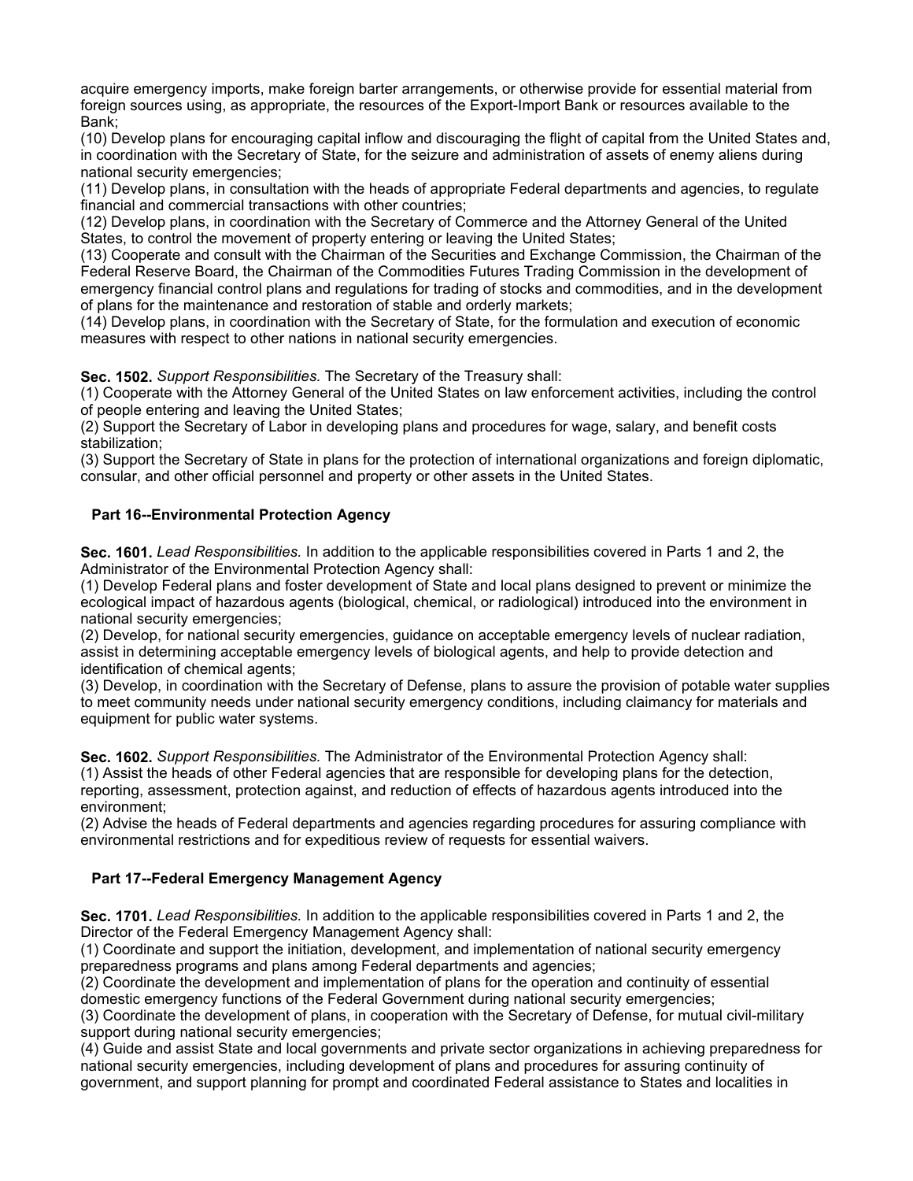acquire emergency imports, make foreign barter arrangements, or otherwise provide for essential material from foreign sources using, as appropriate, the resources of the Export-Import Bank or resources available to the Bank;

(10) Develop plans for encouraging capital inflow and discouraging the flight of capital from the United States and, in coordination with the Secretary of State, for the seizure and administration of assets of enemy aliens during national security emergencies;

(11) Develop plans, in consultation with the heads of appropriate Federal departments and agencies, to regulate financial and commercial transactions with other countries;

(12) Develop plans, in coordination with the Secretary of Commerce and the Attorney General of the United States, to control the movement of property entering or leaving the United States;

(13) Cooperate and consult with the Chairman of the Securities and Exchange Commission, the Chairman of the Federal Reserve Board, the Chairman of the Commodities Futures Trading Commission in the development of emergency financial control plans and regulations for trading of stocks and commodities, and in the development of plans for the maintenance and restoration of stable and orderly markets;

(14) Develop plans, in coordination with the Secretary of State, for the formulation and execution of economic measures with respect to other nations in national security emergencies.

**Sec. 1502.** *Support Responsibilities.* The Secretary of the Treasury shall:

(1) Cooperate with the Attorney General of the United States on law enforcement activities, including the control of people entering and leaving the United States;

(2) Support the Secretary of Labor in developing plans and procedures for wage, salary, and benefit costs stabilization;

(3) Support the Secretary of State in plans for the protection of international organizations and foreign diplomatic, consular, and other official personnel and property or other assets in the United States.

### Part 16--Environmental Protection Agency

**Sec. 1601.** *Lead Responsibilities.* In addition to the applicable responsibilities covered in Parts 1 and 2, the Administrator of the Environmental Protection Agency shall:

(1) Develop Federal plans and foster development of State and local plans designed to prevent or minimize the ecological impact of hazardous agents (biological, chemical, or radiological) introduced into the environment in national security emergencies;

(2) Develop, for national security emergencies, guidance on acceptable emergency levels of nuclear radiation, assist in determining acceptable emergency levels of biological agents, and help to provide detection and identification of chemical agents;

(3) Develop, in coordination with the Secretary of Defense, plans to assure the provision of potable water supplies to meet community needs under national security emergency conditions, including claimancy for materials and equipment for public water systems.

**Sec. 1602.** *Support Responsibilities.* The Administrator of the Environmental Protection Agency shall:

(1) Assist the heads of other Federal agencies that are responsible for developing plans for the detection, reporting, assessment, protection against, and reduction of effects of hazardous agents introduced into the environment;

(2) Advise the heads of Federal departments and agencies regarding procedures for assuring compliance with environmental restrictions and for expeditious review of requests for essential waivers.

### Part 17--Federal Emergency Management Agency

**Sec. 1701.** *Lead Responsibilities.* In addition to the applicable responsibilities covered in Parts 1 and 2, the Director of the Federal Emergency Management Agency shall:

(1) Coordinate and support the initiation, development, and implementation of national security emergency preparedness programs and plans among Federal departments and agencies;

(2) Coordinate the development and implementation of plans for the operation and continuity of essential domestic emergency functions of the Federal Government during national security emergencies;

(3) Coordinate the development of plans, in cooperation with the Secretary of Defense, for mutual civil-military support during national security emergencies;

(4) Guide and assist State and local governments and private sector organizations in achieving preparedness for national security emergencies, including development of plans and procedures for assuring continuity of government, and support planning for prompt and coordinated Federal assistance to States and localities in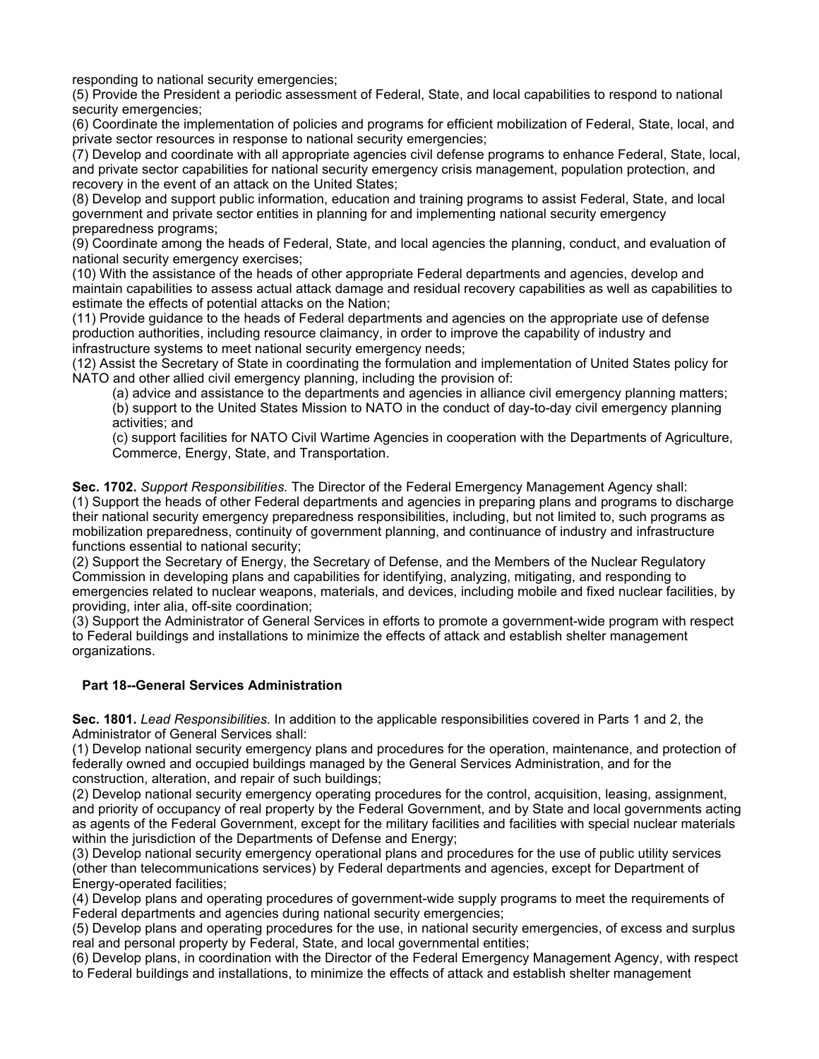responding to national security emergencies;

(5) Provide the President a periodic assessment of Federal, State, and local capabilities to respond to national security emergencies;

(6) Coordinate the implementation of policies and programs for efficient mobilization of Federal, State, local, and private sector resources in response to national security emergencies;

(7) Develop and coordinate with all appropriate agencies civil defense programs to enhance Federal, State, local, and private sector capabilities for national security emergency crisis management, population protection, and recovery in the event of an attack on the United States;

(8) Develop and support public information, education and training programs to assist Federal, State, and local government and private sector entities in planning for and implementing national security emergency preparedness programs;

(9) Coordinate among the heads of Federal, State, and local agencies the planning, conduct, and evaluation of national security emergency exercises;

(10) With the assistance of the heads of other appropriate Federal departments and agencies, develop and maintain capabilities to assess actual attack damage and residual recovery capabilities as well as capabilities to estimate the effects of potential attacks on the Nation;

(11) Provide guidance to the heads of Federal departments and agencies on the appropriate use of defense production authorities, including resource claimancy, in order to improve the capability of industry and infrastructure systems to meet national security emergency needs;

(12) Assist the Secretary of State in coordinating the formulation and implementation of United States policy for NATO and other allied civil emergency planning, including the provision of:

> (a) advice and assistance to the departments and agencies in alliance civil emergency planning matters;
> (b) support to the United States Mission to NATO in the conduct of day-to-day civil emergency planning activities; and
> (c) support facilities for NATO Civil Wartime Agencies in cooperation with the Departments of Agriculture, Commerce, Energy, State, and Transportation.

**Sec. 1702.** *Support Responsibilities.* The Director of the Federal Emergency Management Agency shall:

(1) Support the heads of other Federal departments and agencies in preparing plans and programs to discharge their national security emergency preparedness responsibilities, including, but not limited to, such programs as mobilization preparedness, continuity of government planning, and continuance of industry and infrastructure functions essential to national security;

(2) Support the Secretary of Energy, the Secretary of Defense, and the Members of the Nuclear Regulatory Commission in developing plans and capabilities for identifying, analyzing, mitigating, and responding to emergencies related to nuclear weapons, materials, and devices, including mobile and fixed nuclear facilities, by providing, inter alia, off-site coordination;

(3) Support the Administrator of General Services in efforts to promote a government-wide program with respect to Federal buildings and installations to minimize the effects of attack and establish shelter management organizations.

## Part 18--General Services Administration

**Sec. 1801.** *Lead Responsibilities.* In addition to the applicable responsibilities covered in Parts 1 and 2, the Administrator of General Services shall:

(1) Develop national security emergency plans and procedures for the operation, maintenance, and protection of federally owned and occupied buildings managed by the General Services Administration, and for the construction, alteration, and repair of such buildings;

(2) Develop national security emergency operating procedures for the control, acquisition, leasing, assignment, and priority of occupancy of real property by the Federal Government, and by State and local governments acting as agents of the Federal Government, except for the military facilities and facilities with special nuclear materials within the jurisdiction of the Departments of Defense and Energy;

(3) Develop national security emergency operational plans and procedures for the use of public utility services (other than telecommunications services) by Federal departments and agencies, except for Department of Energy-operated facilities;

(4) Develop plans and operating procedures of government-wide supply programs to meet the requirements of Federal departments and agencies during national security emergencies;

(5) Develop plans and operating procedures for the use, in national security emergencies, of excess and surplus real and personal property by Federal, State, and local governmental entities;

(6) Develop plans, in coordination with the Director of the Federal Emergency Management Agency, with respect to Federal buildings and installations, to minimize the effects of attack and establish shelter management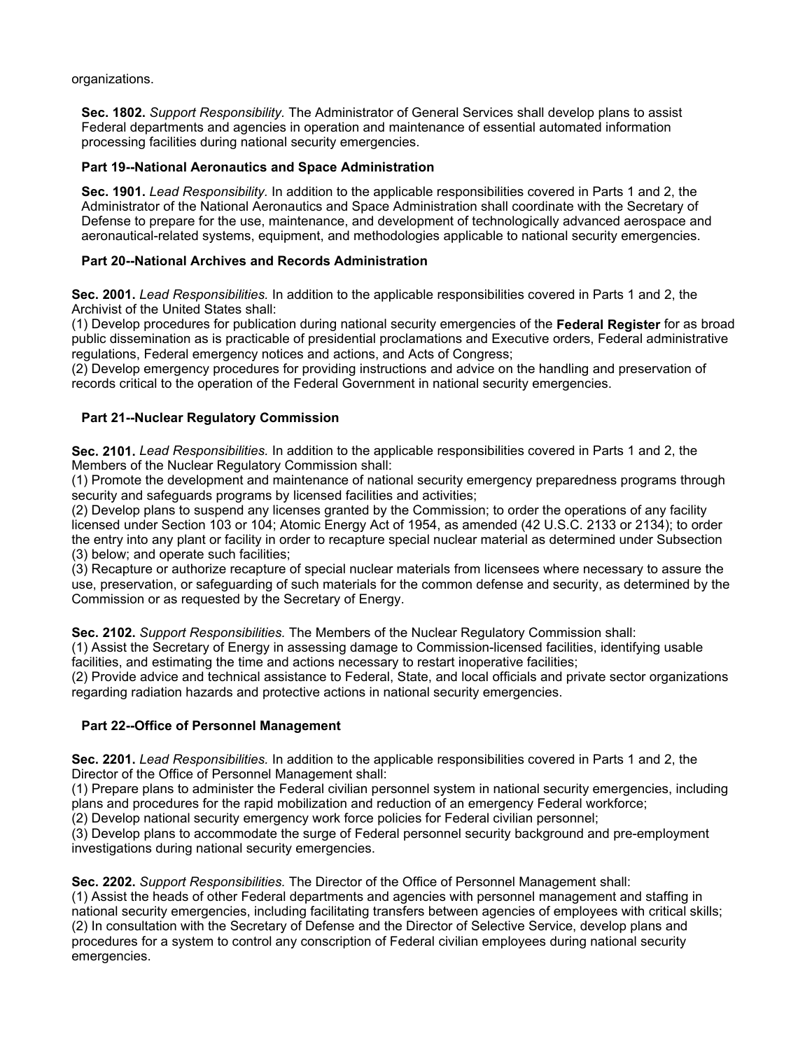organizations.

**Sec. 1802.** *Support Responsibility.* The Administrator of General Services shall develop plans to assist Federal departments and agencies in operation and maintenance of essential automated information processing facilities during national security emergencies.

### Part 19--National Aeronautics and Space Administration

**Sec. 1901.** *Lead Responsibility.* In addition to the applicable responsibilities covered in Parts 1 and 2, the Administrator of the National Aeronautics and Space Administration shall coordinate with the Secretary of Defense to prepare for the use, maintenance, and development of technologically advanced aerospace and aeronautical-related systems, equipment, and methodologies applicable to national security emergencies.

### Part 20--National Archives and Records Administration

**Sec. 2001.** *Lead Responsibilities.* In addition to the applicable responsibilities covered in Parts 1 and 2, the Archivist of the United States shall:
(1) Develop procedures for publication during national security emergencies of the **Federal Register** for as broad public dissemination as is practicable of presidential proclamations and Executive orders, Federal administrative regulations, Federal emergency notices and actions, and Acts of Congress;
(2) Develop emergency procedures for providing instructions and advice on the handling and preservation of records critical to the operation of the Federal Government in national security emergencies.

### Part 21--Nuclear Regulatory Commission

**Sec. 2101.** *Lead Responsibilities.* In addition to the applicable responsibilities covered in Parts 1 and 2, the Members of the Nuclear Regulatory Commission shall:
(1) Promote the development and maintenance of national security emergency preparedness programs through security and safeguards programs by licensed facilities and activities;
(2) Develop plans to suspend any licenses granted by the Commission; to order the operations of any facility licensed under Section 103 or 104; Atomic Energy Act of 1954, as amended (42 U.S.C. 2133 or 2134); to order the entry into any plant or facility in order to recapture special nuclear material as determined under Subsection (3) below; and operate such facilities;
(3) Recapture or authorize recapture of special nuclear materials from licensees where necessary to assure the use, preservation, or safeguarding of such materials for the common defense and security, as determined by the Commission or as requested by the Secretary of Energy.

**Sec. 2102.** *Support Responsibilities.* The Members of the Nuclear Regulatory Commission shall:
(1) Assist the Secretary of Energy in assessing damage to Commission-licensed facilities, identifying usable facilities, and estimating the time and actions necessary to restart inoperative facilities;
(2) Provide advice and technical assistance to Federal, State, and local officials and private sector organizations regarding radiation hazards and protective actions in national security emergencies.

### Part 22--Office of Personnel Management

**Sec. 2201.** *Lead Responsibilities.* In addition to the applicable responsibilities covered in Parts 1 and 2, the Director of the Office of Personnel Management shall:
(1) Prepare plans to administer the Federal civilian personnel system in national security emergencies, including plans and procedures for the rapid mobilization and reduction of an emergency Federal workforce;
(2) Develop national security emergency work force policies for Federal civilian personnel;
(3) Develop plans to accommodate the surge of Federal personnel security background and pre-employment investigations during national security emergencies.

**Sec. 2202.** *Support Responsibilities.* The Director of the Office of Personnel Management shall:
(1) Assist the heads of other Federal departments and agencies with personnel management and staffing in national security emergencies, including facilitating transfers between agencies of employees with critical skills;
(2) In consultation with the Secretary of Defense and the Director of Selective Service, develop plans and procedures for a system to control any conscription of Federal civilian employees during national security emergencies.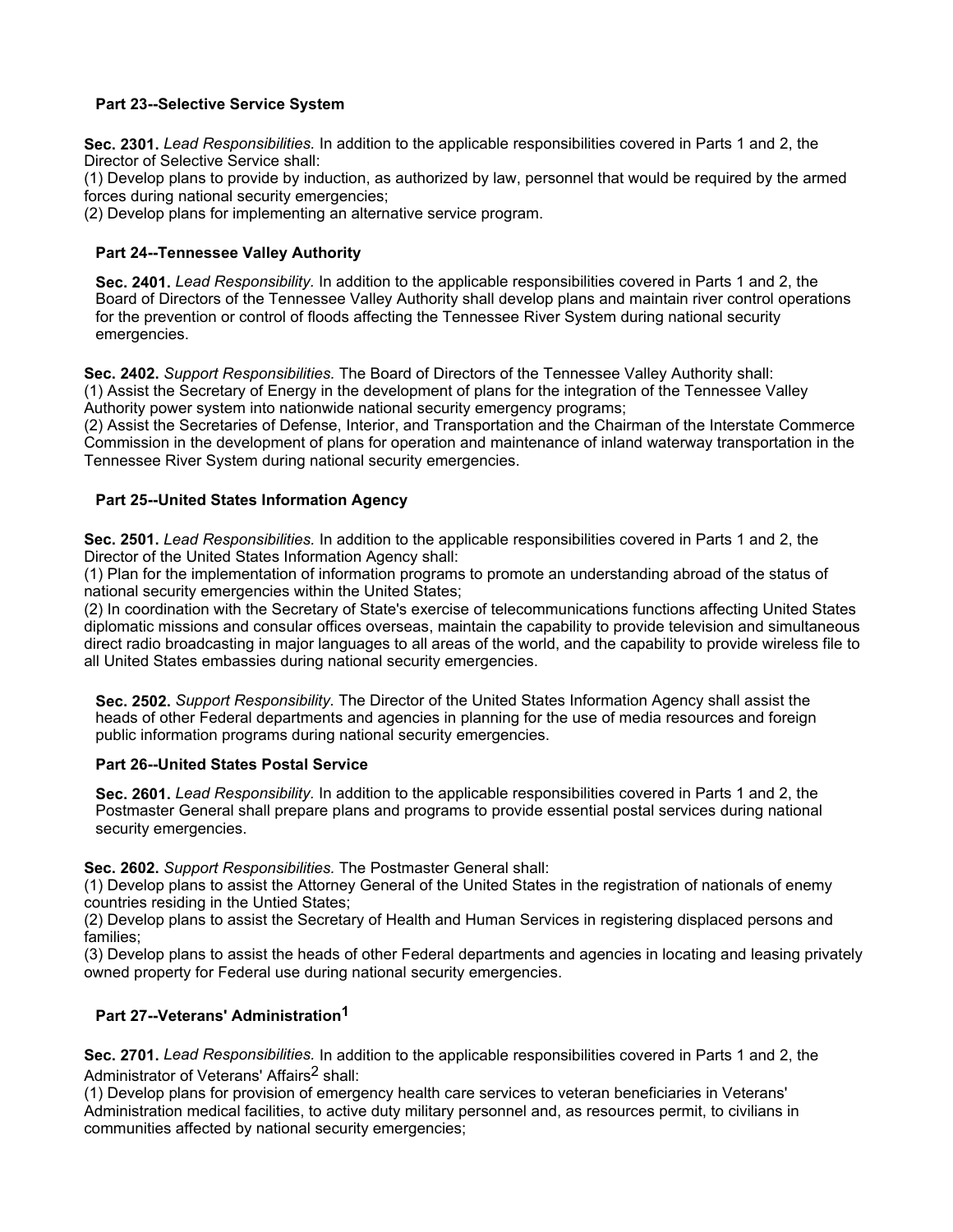### Part 23--Selective Service System

**Sec. 2301.** *Lead Responsibilities.* In addition to the applicable responsibilities covered in Parts 1 and 2, the Director of Selective Service shall:
(1) Develop plans to provide by induction, as authorized by law, personnel that would be required by the armed forces during national security emergencies;
(2) Develop plans for implementing an alternative service program.

### Part 24--Tennessee Valley Authority

**Sec. 2401.** *Lead Responsibility.* In addition to the applicable responsibilities covered in Parts 1 and 2, the Board of Directors of the Tennessee Valley Authority shall develop plans and maintain river control operations for the prevention or control of floods affecting the Tennessee River System during national security emergencies.

**Sec. 2402.** *Support Responsibilities.* The Board of Directors of the Tennessee Valley Authority shall:
(1) Assist the Secretary of Energy in the development of plans for the integration of the Tennessee Valley Authority power system into nationwide national security emergency programs;
(2) Assist the Secretaries of Defense, Interior, and Transportation and the Chairman of the Interstate Commerce Commission in the development of plans for operation and maintenance of inland waterway transportation in the Tennessee River System during national security emergencies.

### Part 25--United States Information Agency

**Sec. 2501.** *Lead Responsibilities.* In addition to the applicable responsibilities covered in Parts 1 and 2, the Director of the United States Information Agency shall:
(1) Plan for the implementation of information programs to promote an understanding abroad of the status of national security emergencies within the United States;
(2) In coordination with the Secretary of State's exercise of telecommunications functions affecting United States diplomatic missions and consular offices overseas, maintain the capability to provide television and simultaneous direct radio broadcasting in major languages to all areas of the world, and the capability to provide wireless file to all United States embassies during national security emergencies.

**Sec. 2502.** *Support Responsibility.* The Director of the United States Information Agency shall assist the heads of other Federal departments and agencies in planning for the use of media resources and foreign public information programs during national security emergencies.

### Part 26--United States Postal Service

**Sec. 2601.** *Lead Responsibility.* In addition to the applicable responsibilities covered in Parts 1 and 2, the Postmaster General shall prepare plans and programs to provide essential postal services during national security emergencies.

**Sec. 2602.** *Support Responsibilities.* The Postmaster General shall:
(1) Develop plans to assist the Attorney General of the United States in the registration of nationals of enemy countries residing in the Untied States;
(2) Develop plans to assist the Secretary of Health and Human Services in registering displaced persons and families;
(3) Develop plans to assist the heads of other Federal departments and agencies in locating and leasing privately owned property for Federal use during national security emergencies.

### Part 27--Veterans' Administration[1]

**Sec. 2701.** *Lead Responsibilities.* In addition to the applicable responsibilities covered in Parts 1 and 2, the Administrator of Veterans' Affairs[2] shall:
(1) Develop plans for provision of emergency health care services to veteran beneficiaries in Veterans' Administration medical facilities, to active duty military personnel and, as resources permit, to civilians in communities affected by national security emergencies;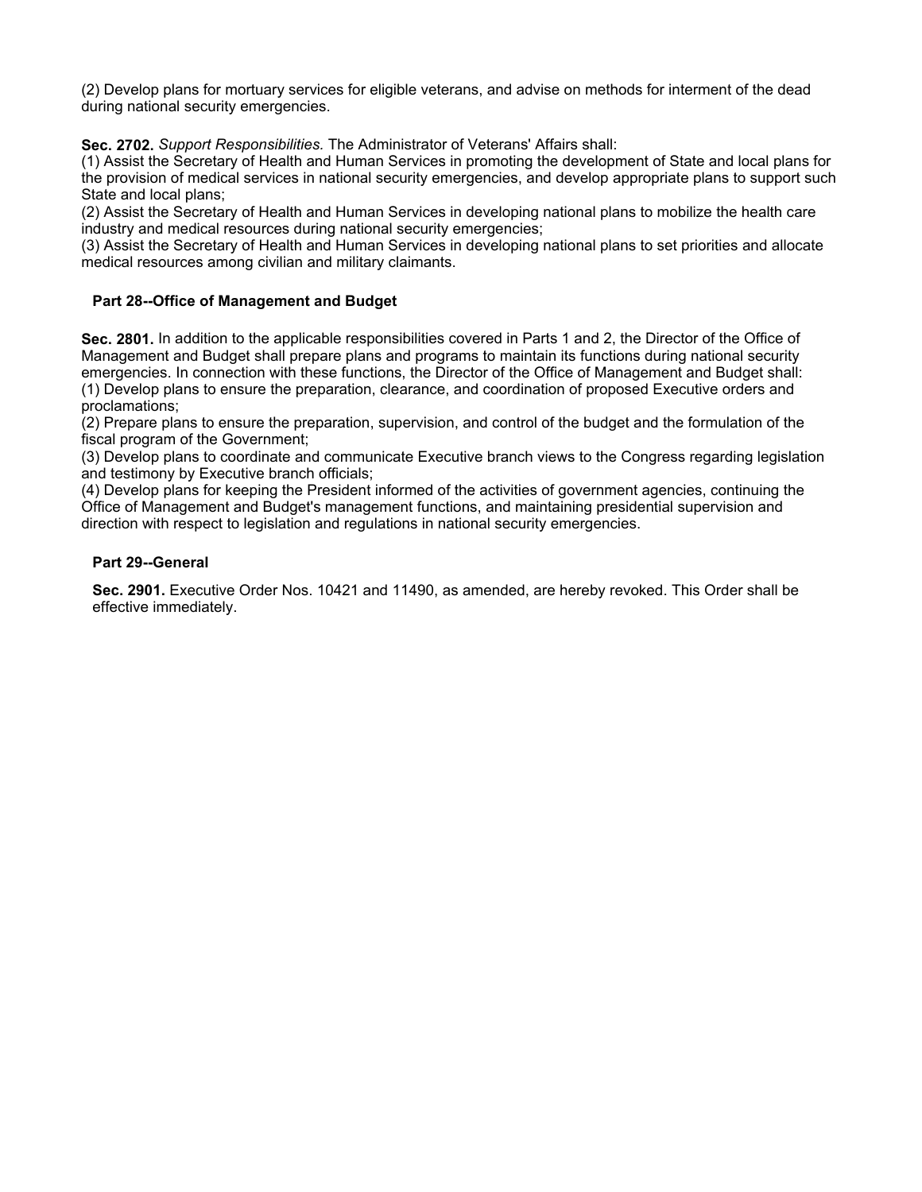(2) Develop plans for mortuary services for eligible veterans, and advise on methods for interment of the dead during national security emergencies.

**Sec. 2702.** *Support Responsibilities.* The Administrator of Veterans' Affairs shall:
(1) Assist the Secretary of Health and Human Services in promoting the development of State and local plans for the provision of medical services in national security emergencies, and develop appropriate plans to support such State and local plans;
(2) Assist the Secretary of Health and Human Services in developing national plans to mobilize the health care industry and medical resources during national security emergencies;
(3) Assist the Secretary of Health and Human Services in developing national plans to set priorities and allocate medical resources among civilian and military claimants.

### Part 28--Office of Management and Budget

**Sec. 2801.** In addition to the applicable responsibilities covered in Parts 1 and 2, the Director of the Office of Management and Budget shall prepare plans and programs to maintain its functions during national security emergencies. In connection with these functions, the Director of the Office of Management and Budget shall:
(1) Develop plans to ensure the preparation, clearance, and coordination of proposed Executive orders and proclamations;
(2) Prepare plans to ensure the preparation, supervision, and control of the budget and the formulation of the fiscal program of the Government;
(3) Develop plans to coordinate and communicate Executive branch views to the Congress regarding legislation and testimony by Executive branch officials;
(4) Develop plans for keeping the President informed of the activities of government agencies, continuing the Office of Management and Budget's management functions, and maintaining presidential supervision and direction with respect to legislation and regulations in national security emergencies.

### Part 29--General

**Sec. 2901.** Executive Order Nos. 10421 and 11490, as amended, are hereby revoked. This Order shall be effective immediately.